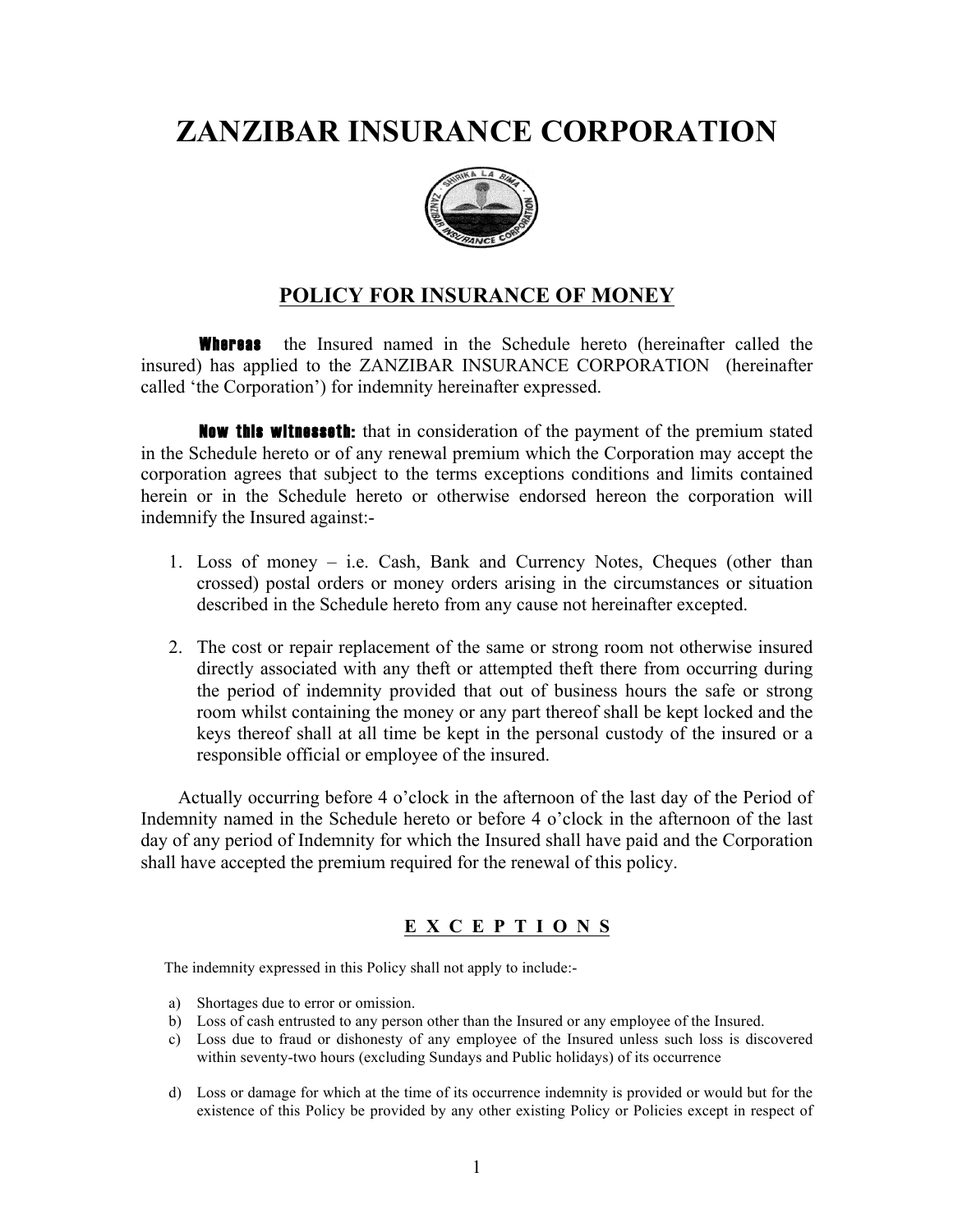# ZANZIBAR INSURANCE CORPORATION

## POLICY FOR INSURANCE OF MONEY

**Whereas** the Insured named in the Schedule hereto (hereinafter called the insured) has applied to the ZANZIBAR INSURANCE CORPORATION (hereinafter called 'the Corporation') for indemnity hereinafter expressed.

**Now this witnesseth:** that in consideration of the payment of the premium stated in the Schedule hereto or of any renewal premium which the Corporation may accept the corporation agrees that subject to the terms exceptions conditions and limits contained herein or in the Schedule hereto or otherwise endorsed hereon the corporation will indemnify the Insured against:-

1. Loss of money – i.e. Cash, Bank and Currency Notes, Cheques (other than crossed) postal orders or money orders arising in the circumstances or situation described in the Schedule hereto from any cause not hereinafter excepted.

2. The cost or repair replacement of the same or strong room not otherwise insured directly associated with any theft or attempted theft there from occurring during the period of indemnity provided that out of business hours the safe or strong room whilst containing the money or any part thereof shall be kept locked and the keys thereof shall at all time be kept in the personal custody of the insured or a responsible official or employee of the insured.

Actually occurring before 4 o'clock in the afternoon of the last day of the Period of Indemnity named in the Schedule hereto or before 4 o'clock in the afternoon of the last day of any period of Indemnity for which the Insured shall have paid and the Corporation shall have accepted the premium required for the renewal of this policy.

## E X C E P T I O N S

The indemnity expressed in this Policy shall not apply to include:-

a) Shortages due to error or omission.
b) Loss of cash entrusted to any person other than the Insured or any employee of the Insured.
c) Loss due to fraud or dishonesty of any employee of the Insured unless such loss is discovered within seventy-two hours (excluding Sundays and Public holidays) of its occurrence

d) Loss or damage for which at the time of its occurrence indemnity is provided or would but for the existence of this Policy be provided by any other existing Policy or Policies except in respect of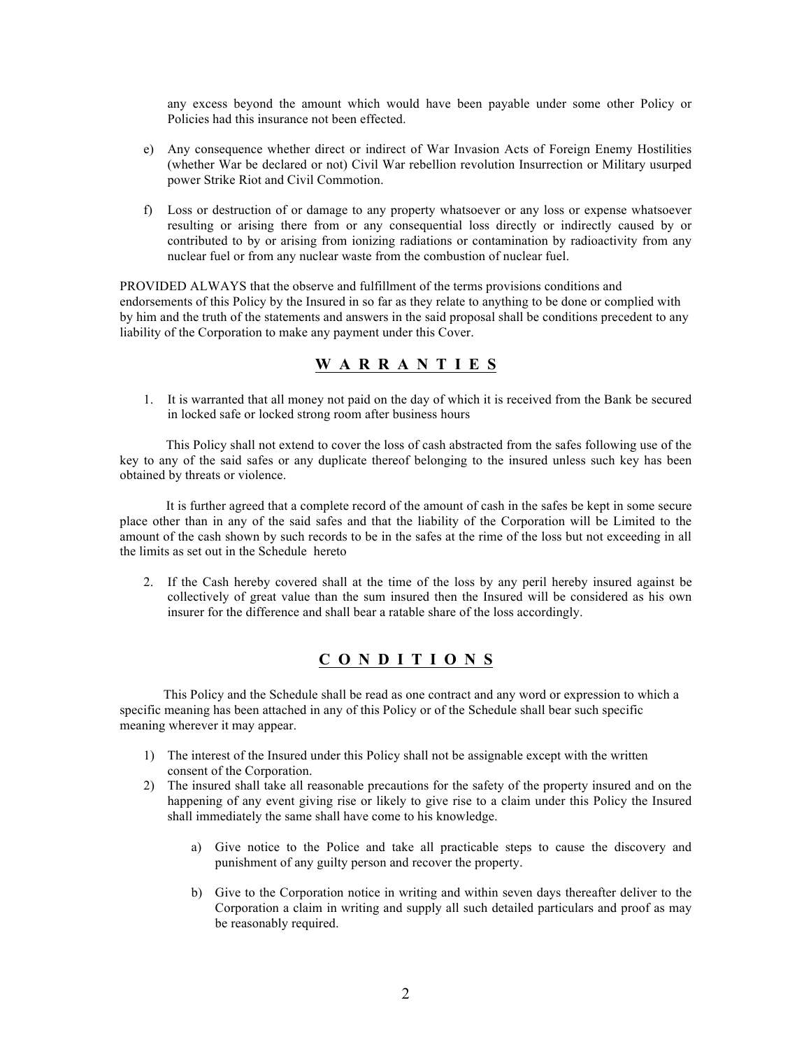any excess beyond the amount which would have been payable under some other Policy or Policies had this insurance not been effected.

e) Any consequence whether direct or indirect of War Invasion Acts of Foreign Enemy Hostilities (whether War be declared or not) Civil War rebellion revolution Insurrection or Military usurped power Strike Riot and Civil Commotion.

f) Loss or destruction of or damage to any property whatsoever or any loss or expense whatsoever resulting or arising there from or any consequential loss directly or indirectly caused by or contributed to by or arising from ionizing radiations or contamination by radioactivity from any nuclear fuel or from any nuclear waste from the combustion of nuclear fuel.

PROVIDED ALWAYS that the observe and fulfillment of the terms provisions conditions and endorsements of this Policy by the Insured in so far as they relate to anything to be done or complied with by him and the truth of the statements and answers in the said proposal shall be conditions precedent to any liability of the Corporation to make any payment under this Cover.

## W A R R A N T I E S

1. It is warranted that all money not paid on the day of which it is received from the Bank be secured in locked safe or locked strong room after business hours

This Policy shall not extend to cover the loss of cash abstracted from the safes following use of the key to any of the said safes or any duplicate thereof belonging to the insured unless such key has been obtained by threats or violence.

It is further agreed that a complete record of the amount of cash in the safes be kept in some secure place other than in any of the said safes and that the liability of the Corporation will be Limited to the amount of the cash shown by such records to be in the safes at the rime of the loss but not exceeding in all the limits as set out in the Schedule hereto

2. If the Cash hereby covered shall at the time of the loss by any peril hereby insured against be collectively of great value than the sum insured then the Insured will be considered as his own insurer for the difference and shall bear a ratable share of the loss accordingly.

## C O N D I T I O N S

This Policy and the Schedule shall be read as one contract and any word or expression to which a specific meaning has been attached in any of this Policy or of the Schedule shall bear such specific meaning wherever it may appear.

1) The interest of the Insured under this Policy shall not be assignable except with the written consent of the Corporation.
2) The insured shall take all reasonable precautions for the safety of the property insured and on the happening of any event giving rise or likely to give rise to a claim under this Policy the Insured shall immediately the same shall have come to his knowledge.

    a) Give notice to the Police and take all practicable steps to cause the discovery and punishment of any guilty person and recover the property.

    b) Give to the Corporation notice in writing and within seven days thereafter deliver to the Corporation a claim in writing and supply all such detailed particulars and proof as may be reasonably required.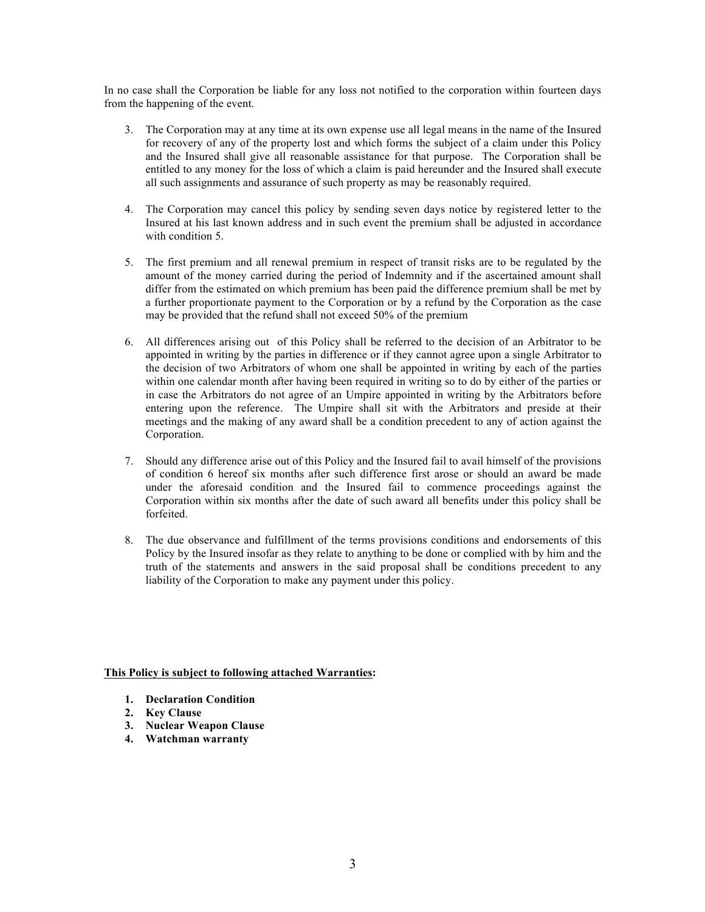In no case shall the Corporation be liable for any loss not notified to the corporation within fourteen days from the happening of the event.

3. The Corporation may at any time at its own expense use all legal means in the name of the Insured for recovery of any of the property lost and which forms the subject of a claim under this Policy and the Insured shall give all reasonable assistance for that purpose. The Corporation shall be entitled to any money for the loss of which a claim is paid hereunder and the Insured shall execute all such assignments and assurance of such property as may be reasonably required.

4. The Corporation may cancel this policy by sending seven days notice by registered letter to the Insured at his last known address and in such event the premium shall be adjusted in accordance with condition 5.

5. The first premium and all renewal premium in respect of transit risks are to be regulated by the amount of the money carried during the period of Indemnity and if the ascertained amount shall differ from the estimated on which premium has been paid the difference premium shall be met by a further proportionate payment to the Corporation or by a refund by the Corporation as the case may be provided that the refund shall not exceed 50% of the premium

6. All differences arising out of this Policy shall be referred to the decision of an Arbitrator to be appointed in writing by the parties in difference or if they cannot agree upon a single Arbitrator to the decision of two Arbitrators of whom one shall be appointed in writing by each of the parties within one calendar month after having been required in writing so to do by either of the parties or in case the Arbitrators do not agree of an Umpire appointed in writing by the Arbitrators before entering upon the reference. The Umpire shall sit with the Arbitrators and preside at their meetings and the making of any award shall be a condition precedent to any of action against the Corporation.

7. Should any difference arise out of this Policy and the Insured fail to avail himself of the provisions of condition 6 hereof six months after such difference first arose or should an award be made under the aforesaid condition and the Insured fail to commence proceedings against the Corporation within six months after the date of such award all benefits under this policy shall be forfeited.

8. The due observance and fulfillment of the terms provisions conditions and endorsements of this Policy by the Insured insofar as they relate to anything to be done or complied with by him and the truth of the statements and answers in the said proposal shall be conditions precedent to any liability of the Corporation to make any payment under this policy.

<u>**This Policy is subject to following attached Warranties**</u>**:**

1. **Declaration Condition**
2. **Key Clause**
3. **Nuclear Weapon Clause**
4. **Watchman warranty**